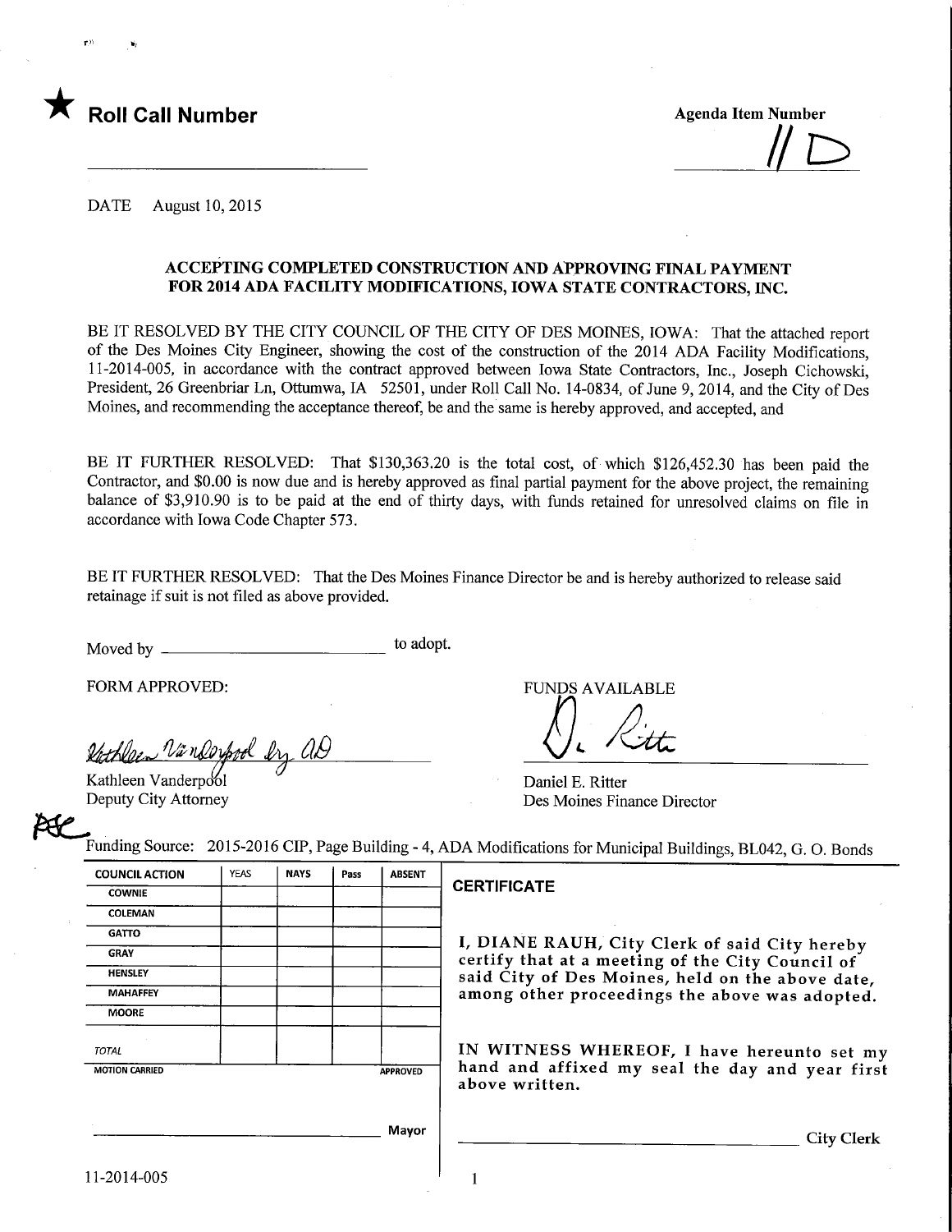★ **Roll Call Number**

**Agenda Item Number**

11D

DATE August 10, 2015

## ACCEPTING COMPLETED CONSTRUCTION AND APPROVING FINAL PAYMENT FOR 2014 ADA FACILITY MODIFICATIONS, IOWA STATE CONTRACTORS, INC.

BE IT RESOLVED BY THE CITY COUNCIL OF THE CITY OF DES MOINES, IOWA: That the attached report of the Des Moines City Engineer, showing the cost of the construction of the 2014 ADA Facility Modifications, 11-2014-005, in accordance with the contract approved between Iowa State Contractors, Inc., Joseph Cichowski, President, 26 Greenbriar Ln, Ottumwa, IA 52501, under Roll Call No. 14-0834, of June 9, 2014, and the City of Des Moines, and recommending the acceptance thereof, be and the same is hereby approved, and accepted, and

BE IT FURTHER RESOLVED: That $130,363.20 is the total cost, of which $126,452.30 has been paid the Contractor, and $0.00 is now due and is hereby approved as final partial payment for the above project, the remaining balance of $3,910.90 is to be paid at the end of thirty days, with funds retained for unresolved claims on file in accordance with Iowa Code Chapter 573.

BE IT FURTHER RESOLVED: That the Des Moines Finance Director be and is hereby authorized to release said retainage if suit is not filed as above provided.

Moved by ______________________ to adopt.

FORM APPROVED:

Kathleen Vanderpool by AD

Kathleen Vanderpool
Deputy City Attorney

FUNDS AVAILABLE

D. Ritter

Daniel E. Ritter
Des Moines Finance Director

Funding Source: 2015-2016 CIP, Page Building - 4, ADA Modifications for Municipal Buildings, BL042, G. O. Bonds

| COUNCIL ACTION | YEAS | NAYS | Pass | ABSENT |
|---|---|---|---|---|
| COWNIE | | | | |
| COLEMAN | | | | |
| GATTO | | | | |
| GRAY | | | | |
| HENSLEY | | | | |
| MAHAFFEY | | | | |
| MOORE | | | | |
| TOTAL | | | | |
| MOTION CARRIED | | | | APPROVED |

______________________ Mayor

**CERTIFICATE**

I, DIANE RAUH, City Clerk of said City hereby certify that at a meeting of the City Council of said City of Des Moines, held on the above date, among other proceedings the above was adopted.

IN WITNESS WHEREOF, I have hereunto set my hand and affixed my seal the day and year first above written.

______________________ City Clerk

11-2014-005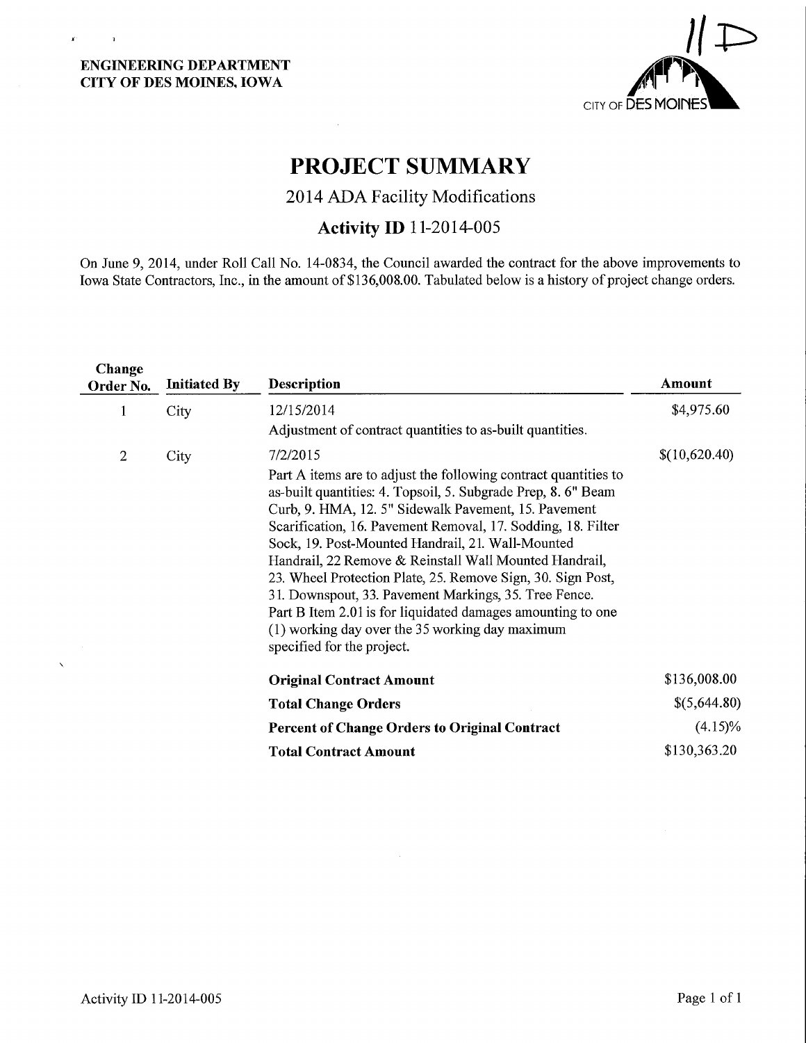**ENGINEERING DEPARTMENT**
**CITY OF DES MOINES, IOWA**

11 D

CITY OF DES MOINES

# PROJECT SUMMARY

## 2014 ADA Facility Modifications

### Activity ID 11-2014-005

On June 9, 2014, under Roll Call No. 14-0834, the Council awarded the contract for the above improvements to Iowa State Contractors, Inc., in the amount of $136,008.00. Tabulated below is a history of project change orders.

| Change Order No. | Initiated By | Description | Amount |
|---|---|---|---|
| 1 | City | 12/15/2014<br>Adjustment of contract quantities to as-built quantities. | $4,975.60 |
| 2 | City | 7/2/2015<br>Part A items are to adjust the following contract quantities to as-built quantities: 4. Topsoil, 5. Subgrade Prep, 8. 6" Beam Curb, 9. HMA, 12. 5" Sidewalk Pavement, 15. Pavement Scarification, 16. Pavement Removal, 17. Sodding, 18. Filter Sock, 19. Post-Mounted Handrail, 21. Wall-Mounted Handrail, 22 Remove & Reinstall Wall Mounted Handrail, 23. Wheel Protection Plate, 25. Remove Sign, 30. Sign Post, 31. Downspout, 33. Pavement Markings, 35. Tree Fence. Part B Item 2.01 is for liquidated damages amounting to one (1) working day over the 35 working day maximum specified for the project. | $(10,620.40) |
| | | **Original Contract Amount** | $136,008.00 |
| | | **Total Change Orders** | $(5,644.80) |
| | | **Percent of Change Orders to Original Contract** | (4.15)% |
| | | **Total Contract Amount** | $130,363.20 |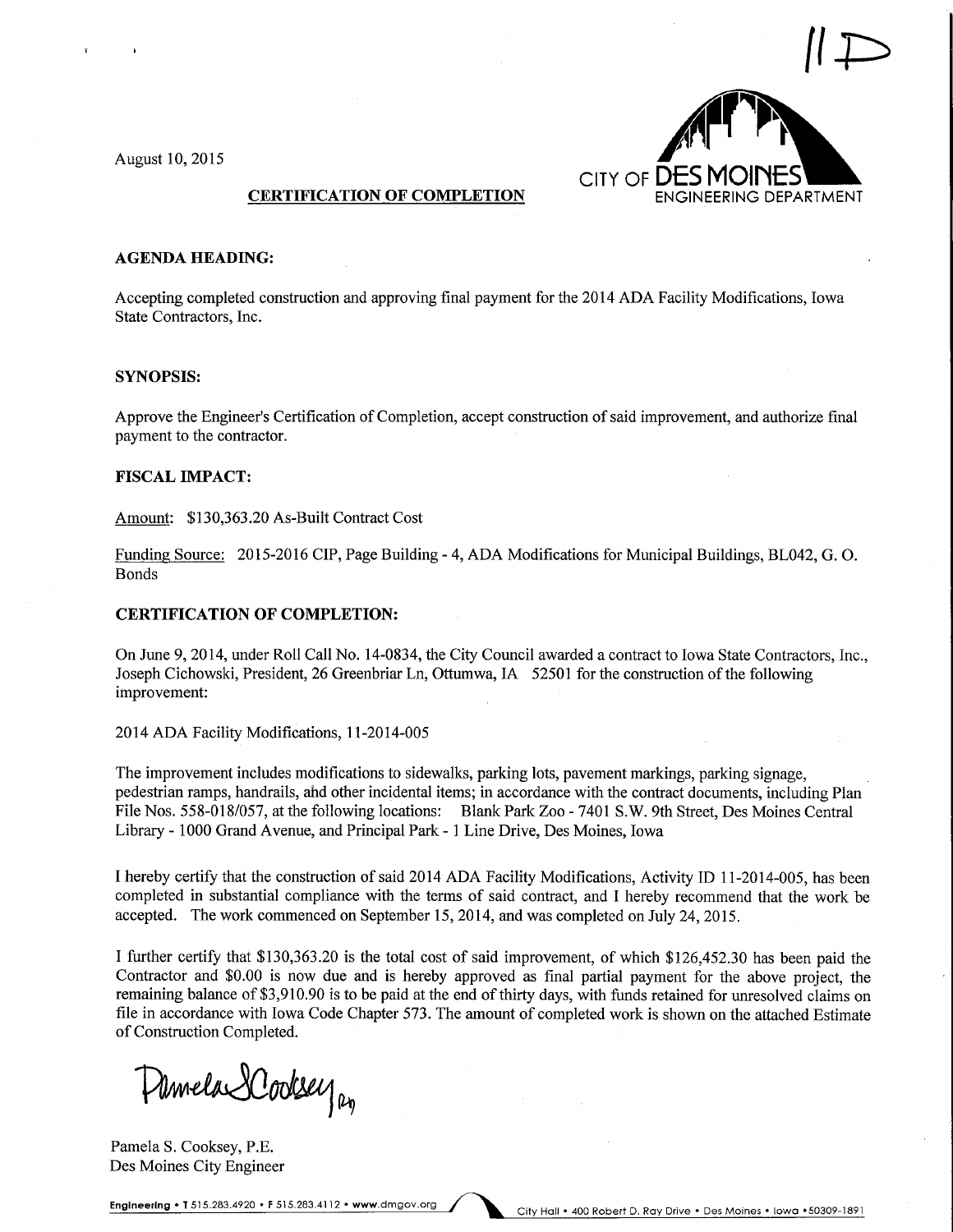11D

August 10, 2015

CITY OF DES MOINES
ENGINEERING DEPARTMENT

**CERTIFICATION OF COMPLETION**

**AGENDA HEADING:**

Accepting completed construction and approving final payment for the 2014 ADA Facility Modifications, Iowa State Contractors, Inc.

**SYNOPSIS:**

Approve the Engineer's Certification of Completion, accept construction of said improvement, and authorize final payment to the contractor.

**FISCAL IMPACT:**

Amount: $130,363.20 As-Built Contract Cost

Funding Source: 2015-2016 CIP, Page Building - 4, ADA Modifications for Municipal Buildings, BL042, G. O. Bonds

**CERTIFICATION OF COMPLETION:**

On June 9, 2014, under Roll Call No. 14-0834, the City Council awarded a contract to Iowa State Contractors, Inc., Joseph Cichowski, President, 26 Greenbriar Ln, Ottumwa, IA 52501 for the construction of the following improvement:

2014 ADA Facility Modifications, 11-2014-005

The improvement includes modifications to sidewalks, parking lots, pavement markings, parking signage, pedestrian ramps, handrails, and other incidental items; in accordance with the contract documents, including Plan File Nos. 558-018/057, at the following locations: Blank Park Zoo - 7401 S.W. 9th Street, Des Moines Central Library - 1000 Grand Avenue, and Principal Park - 1 Line Drive, Des Moines, Iowa

I hereby certify that the construction of said 2014 ADA Facility Modifications, Activity ID 11-2014-005, has been completed in substantial compliance with the terms of said contract, and I hereby recommend that the work be accepted. The work commenced on September 15, 2014, and was completed on July 24, 2015.

I further certify that $130,363.20 is the total cost of said improvement, of which $126,452.30 has been paid the Contractor and $0.00 is now due and is hereby approved as final partial payment for the above project, the remaining balance of $3,910.90 is to be paid at the end of thirty days, with funds retained for unresolved claims on file in accordance with Iowa Code Chapter 573. The amount of completed work is shown on the attached Estimate of Construction Completed.

Pamela S Cooksey

Pamela S. Cooksey, P.E.
Des Moines City Engineer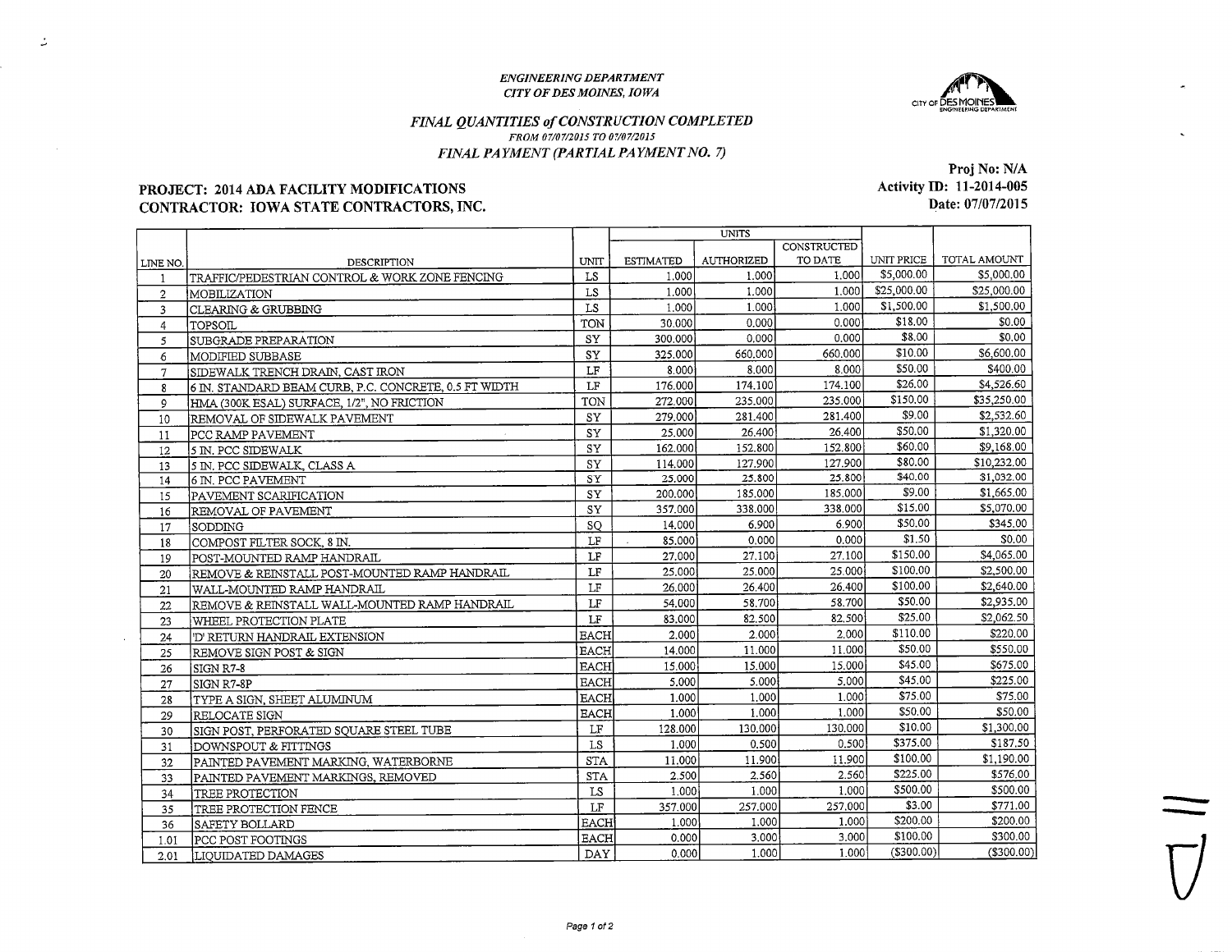*ENGINEERING DEPARTMENT*
*CITY OF DES MOINES, IOWA*

## *FINAL QUANTITIES of CONSTRUCTION COMPLETED*

*FROM 07/07/2015 TO 07/07/2015*

*FINAL PAYMENT (PARTIAL PAYMENT NO. 7)*

**PROJECT: 2014 ADA FACILITY MODIFICATIONS**
**CONTRACTOR: IOWA STATE CONTRACTORS, INC.**

**Proj No: N/A**
**Activity ID: 11-2014-005**
**Date: 07/07/2015**

| LINE NO. | DESCRIPTION | UNIT | UNITS | | | UNIT PRICE | TOTAL AMOUNT |
|---|---|---|---|---|---|---|---|
| | | | ESTIMATED | AUTHORIZED | CONSTRUCTED TO DATE | | |
| 1 | TRAFFIC/PEDESTRIAN CONTROL & WORK ZONE FENCING | LS | 1.000 | 1.000 | 1.000 | $5,000.00 | $5,000.00 |
| 2 | MOBILIZATION | LS | 1.000 | 1.000 | 1.000 | $25,000.00 | $25,000.00 |
| 3 | CLEARING & GRUBBING | LS | 1.000 | 1.000 | 1.000 | $1,500.00 | $1,500.00 |
| 4 | TOPSOIL | TON | 30.000 | 0.000 | 0.000 | $18.00 | $0.00 |
| 5 | SUBGRADE PREPARATION | SY | 300.000 | 0.000 | 0.000 | $8.00 | $0.00 |
| 6 | MODIFIED SUBBASE | SY | 325.000 | 660.000 | 660.000 | $10.00 | $6,600.00 |
| 7 | SIDEWALK TRENCH DRAIN, CAST IRON | LF | 8.000 | 8.000 | 8.000 | $50.00 | $400.00 |
| 8 | 6 IN. STANDARD BEAM CURB, P.C. CONCRETE, 0.5 FT WIDTH | LF | 176.000 | 174.100 | 174.100 | $26.00 | $4,526.60 |
| 9 | HMA (300K ESAL) SURFACE, 1/2", NO FRICTION | TON | 272.000 | 235.000 | 235.000 | $150.00 | $35,250.00 |
| 10 | REMOVAL OF SIDEWALK PAVEMENT | SY | 279.000 | 281.400 | 281.400 | $9.00 | $2,532.60 |
| 11 | PCC RAMP PAVEMENT | SY | 25.000 | 26.400 | 26.400 | $50.00 | $1,320.00 |
| 12 | 5 IN. PCC SIDEWALK | SY | 162.000 | 152.800 | 152.800 | $60.00 | $9,168.00 |
| 13 | 5 IN. PCC SIDEWALK, CLASS A | SY | 114.000 | 127.900 | 127.900 | $80.00 | $10,232.00 |
| 14 | 6 IN. PCC PAVEMENT | SY | 25.000 | 25.800 | 25.800 | $40.00 | $1,032.00 |
| 15 | PAVEMENT SCARIFICATION | SY | 200.000 | 185.000 | 185.000 | $9.00 | $1,665.00 |
| 16 | REMOVAL OF PAVEMENT | SY | 357.000 | 338.000 | 338.000 | $15.00 | $5,070.00 |
| 17 | SODDING | SQ | 14.000 | 6.900 | 6.900 | $50.00 | $345.00 |
| 18 | COMPOST FILTER SOCK, 8 IN. | LF | 85.000 | 0.000 | 0.000 | $1.50 | $0.00 |
| 19 | POST-MOUNTED RAMP HANDRAIL | LF | 27.000 | 27.100 | 27.100 | $150.00 | $4,065.00 |
| 20 | REMOVE & REINSTALL POST-MOUNTED RAMP HANDRAIL | LF | 25.000 | 25.000 | 25.000 | $100.00 | $2,500.00 |
| 21 | WALL-MOUNTED RAMP HANDRAIL | LF | 26.000 | 26.400 | 26.400 | $100.00 | $2,640.00 |
| 22 | REMOVE & REINSTALL WALL-MOUNTED RAMP HANDRAIL | LF | 54.000 | 58.700 | 58.700 | $50.00 | $2,935.00 |
| 23 | WHEEL PROTECTION PLATE | LF | 83.000 | 82.500 | 82.500 | $25.00 | $2,062.50 |
| 24 | 'D' RETURN HANDRAIL EXTENSION | EACH | 2.000 | 2.000 | 2.000 | $110.00 | $220.00 |
| 25 | REMOVE SIGN POST & SIGN | EACH | 14.000 | 11.000 | 11.000 | $50.00 | $550.00 |
| 26 | SIGN R7-8 | EACH | 15.000 | 15.000 | 15.000 | $45.00 | $675.00 |
| 27 | SIGN R7-8P | EACH | 5.000 | 5.000 | 5.000 | $45.00 | $225.00 |
| 28 | TYPE A SIGN, SHEET ALUMINUM | EACH | 1.000 | 1.000 | 1.000 | $75.00 | $75.00 |
| 29 | RELOCATE SIGN | EACH | 1.000 | 1.000 | 1.000 | $50.00 | $50.00 |
| 30 | SIGN POST, PERFORATED SQUARE STEEL TUBE | LF | 128.000 | 130.000 | 130.000 | $10.00 | $1,300.00 |
| 31 | DOWNSPOUT & FITTINGS | LS | 1.000 | 0.500 | 0.500 | $375.00 | $187.50 |
| 32 | PAINTED PAVEMENT MARKING, WATERBORNE | STA | 11.000 | 11.900 | 11.900 | $100.00 | $1,190.00 |
| 33 | PAINTED PAVEMENT MARKINGS, REMOVED | STA | 2.500 | 2.560 | 2.560 | $225.00 | $576.00 |
| 34 | TREE PROTECTION | LS | 1.000 | 1.000 | 1.000 | $500.00 | $500.00 |
| 35 | TREE PROTECTION FENCE | LF | 357.000 | 257.000 | 257.000 | $3.00 | $771.00 |
| 36 | SAFETY BOLLARD | EACH | 1.000 | 1.000 | 1.000 | $200.00 | $200.00 |
| 1.01 | PCC POST FOOTINGS | EACH | 0.000 | 3.000 | 3.000 | $100.00 | $300.00 |
| 2.01 | LIQUIDATED DAMAGES | DAY | 0.000 | 1.000 | 1.000 | ($300.00) | ($300.00) |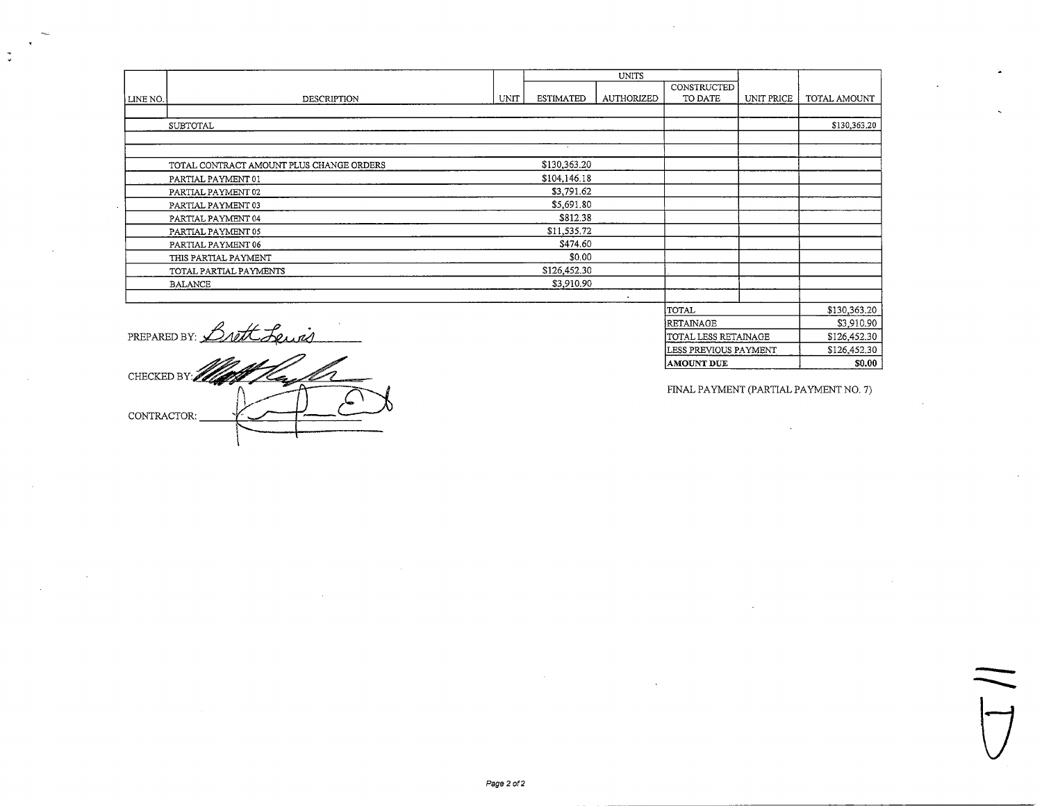| LINE NO. | DESCRIPTION | UNIT | UNITS | | CONSTRUCTED TO DATE | UNIT PRICE | TOTAL AMOUNT |
|---|---|---|---|---|---|---|---|
| | | | ESTIMATED | AUTHORIZED | | | |
| | | | | | | | |
| | SUBTOTAL | | | | | | $130,363.20 |
| | | | | | | | |
| | TOTAL CONTRACT AMOUNT PLUS CHANGE ORDERS | | $130,363.20 | | | | |
| | PARTIAL PAYMENT 01 | | $104,146.18 | | | | |
| | PARTIAL PAYMENT 02 | | $3,791.62 | | | | |
| | PARTIAL PAYMENT 03 | | $5,691.80 | | | | |
| | PARTIAL PAYMENT 04 | | $812.38 | | | | |
| | PARTIAL PAYMENT 05 | | $11,535.72 | | | | |
| | PARTIAL PAYMENT 06 | | $474.60 | | | | |
| | THIS PARTIAL PAYMENT | | $0.00 | | | | |
| | TOTAL PARTIAL PAYMENTS | | $126,452.30 | | | | |
| | BALANCE | | $3,910.90 | | | | |

| | |
|---|---|
| TOTAL | $130,363.20 |
| RETAINAGE | $3,910.90 |
| TOTAL LESS RETAINAGE | $126,452.30 |
| LESS PREVIOUS PAYMENT | $126,452.30 |
| **AMOUNT DUE** | **$0.00** |

FINAL PAYMENT (PARTIAL PAYMENT NO. 7)

PREPARED BY: *Brett Lewis*

CHECKED BY: *[signature]*

CONTRACTOR: *[signature]*